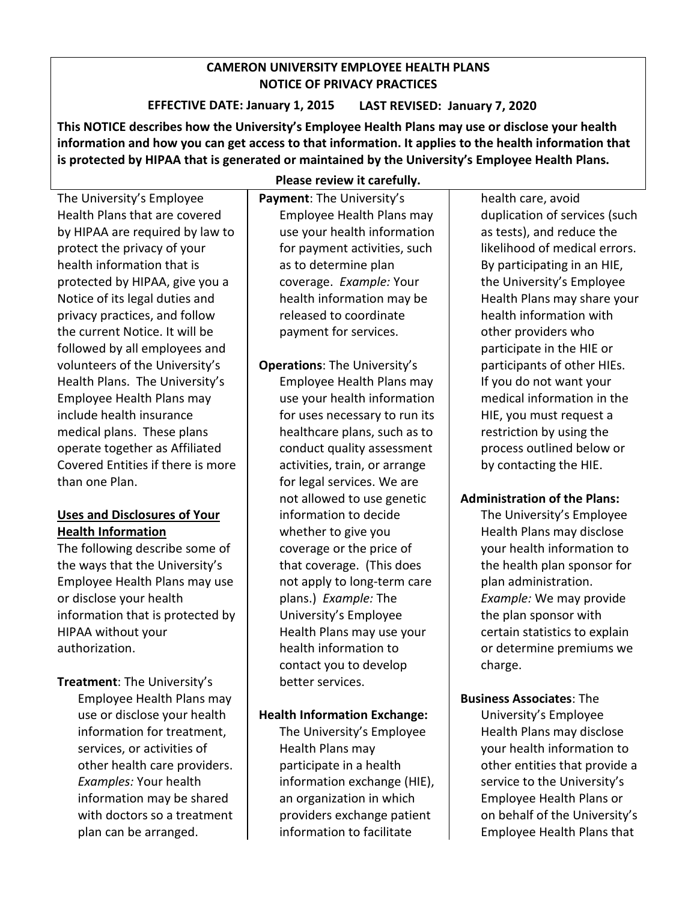# CAMERON UNIVERSITY EMPLOYEE HEALTH PLANS
# NOTICE OF PRIVACY PRACTICES

**EFFECTIVE DATE: January 1, 2015     LAST REVISED: January 7, 2020**

**This NOTICE describes how the University's Employee Health Plans may use or disclose your health information and how you can get access to that information. It applies to the health information that is protected by HIPAA that is generated or maintained by the University's Employee Health Plans. Please review it carefully.**

The University's Employee Health Plans that are covered by HIPAA are required by law to protect the privacy of your health information that is protected by HIPAA, give you a Notice of its legal duties and privacy practices, and follow the current Notice. It will be followed by all employees and volunteers of the University's Health Plans. The University's Employee Health Plans may include health insurance medical plans. These plans operate together as Affiliated Covered Entities if there is more than one Plan.

## Uses and Disclosures of Your Health Information

The following describe some of the ways that the University's Employee Health Plans may use or disclose your health information that is protected by HIPAA without your authorization.

**Treatment**: The University's Employee Health Plans may use or disclose your health information for treatment, services, or activities of other health care providers. *Examples:* Your health information may be shared with doctors so a treatment plan can be arranged.

**Payment**: The University's Employee Health Plans may use your health information for payment activities, such as to determine plan coverage. *Example:* Your health information may be released to coordinate payment for services.

**Operations**: The University's Employee Health Plans may use your health information for uses necessary to run its healthcare plans, such as to conduct quality assessment activities, train, or arrange for legal services. We are not allowed to use genetic information to decide whether to give you coverage or the price of that coverage. (This does not apply to long-term care plans.) *Example:* The University's Employee Health Plans may use your health information to contact you to develop better services.

**Health Information Exchange:** The University's Employee Health Plans may participate in a health information exchange (HIE), an organization in which providers exchange patient information to facilitate health care, avoid duplication of services (such as tests), and reduce the likelihood of medical errors. By participating in an HIE, the University's Employee Health Plans may share your health information with other providers who participate in the HIE or participants of other HIEs. If you do not want your medical information in the HIE, you must request a restriction by using the process outlined below or by contacting the HIE.

**Administration of the Plans:** The University's Employee Health Plans may disclose your health information to the health plan sponsor for plan administration. *Example:* We may provide the plan sponsor with certain statistics to explain or determine premiums we charge.

**Business Associates**: The University's Employee Health Plans may disclose your health information to other entities that provide a service to the University's Employee Health Plans or on behalf of the University's Employee Health Plans that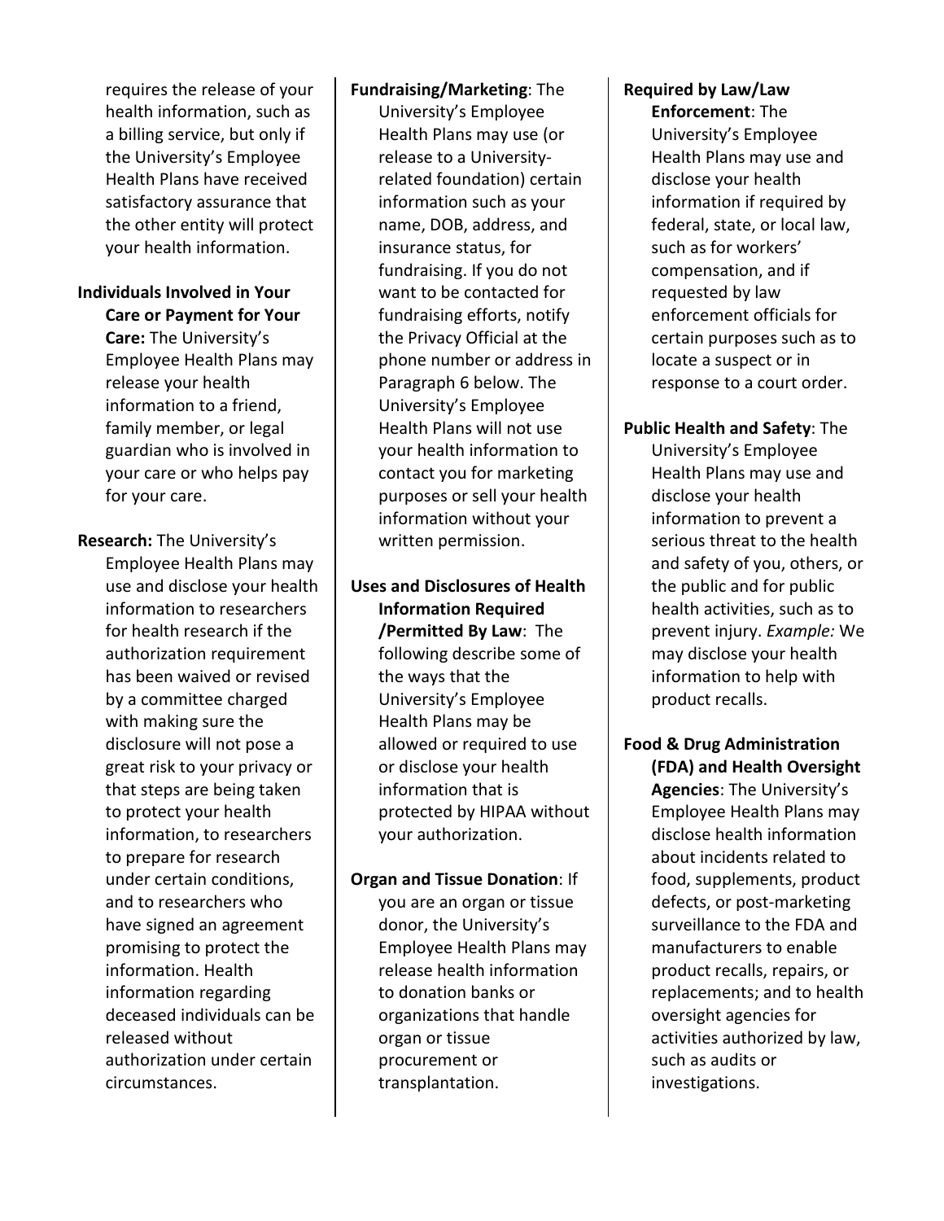requires the release of your health information, such as a billing service, but only if the University's Employee Health Plans have received satisfactory assurance that the other entity will protect your health information.

**Individuals Involved in Your Care or Payment for Your Care:** The University's Employee Health Plans may release your health information to a friend, family member, or legal guardian who is involved in your care or who helps pay for your care.

**Research:** The University's Employee Health Plans may use and disclose your health information to researchers for health research if the authorization requirement has been waived or revised by a committee charged with making sure the disclosure will not pose a great risk to your privacy or that steps are being taken to protect your health information, to researchers to prepare for research under certain conditions, and to researchers who have signed an agreement promising to protect the information. Health information regarding deceased individuals can be released without authorization under certain circumstances.

**Fundraising/Marketing**: The University's Employee Health Plans may use (or release to a University-related foundation) certain information such as your name, DOB, address, and insurance status, for fundraising. If you do not want to be contacted for fundraising efforts, notify the Privacy Official at the phone number or address in Paragraph 6 below. The University's Employee Health Plans will not use your health information to contact you for marketing purposes or sell your health information without your written permission.

**Uses and Disclosures of Health Information Required /Permitted By Law**: The following describe some of the ways that the University's Employee Health Plans may be allowed or required to use or disclose your health information that is protected by HIPAA without your authorization.

**Organ and Tissue Donation**: If you are an organ or tissue donor, the University's Employee Health Plans may release health information to donation banks or organizations that handle organ or tissue procurement or transplantation.

**Required by Law/Law Enforcement**: The University's Employee Health Plans may use and disclose your health information if required by federal, state, or local law, such as for workers' compensation, and if requested by law enforcement officials for certain purposes such as to locate a suspect or in response to a court order.

**Public Health and Safety**: The University's Employee Health Plans may use and disclose your health information to prevent a serious threat to the health and safety of you, others, or the public and for public health activities, such as to prevent injury. *Example:* We may disclose your health information to help with product recalls.

**Food & Drug Administration (FDA) and Health Oversight Agencies**: The University's Employee Health Plans may disclose health information about incidents related to food, supplements, product defects, or post-marketing surveillance to the FDA and manufacturers to enable product recalls, repairs, or replacements; and to health oversight agencies for activities authorized by law, such as audits or investigations.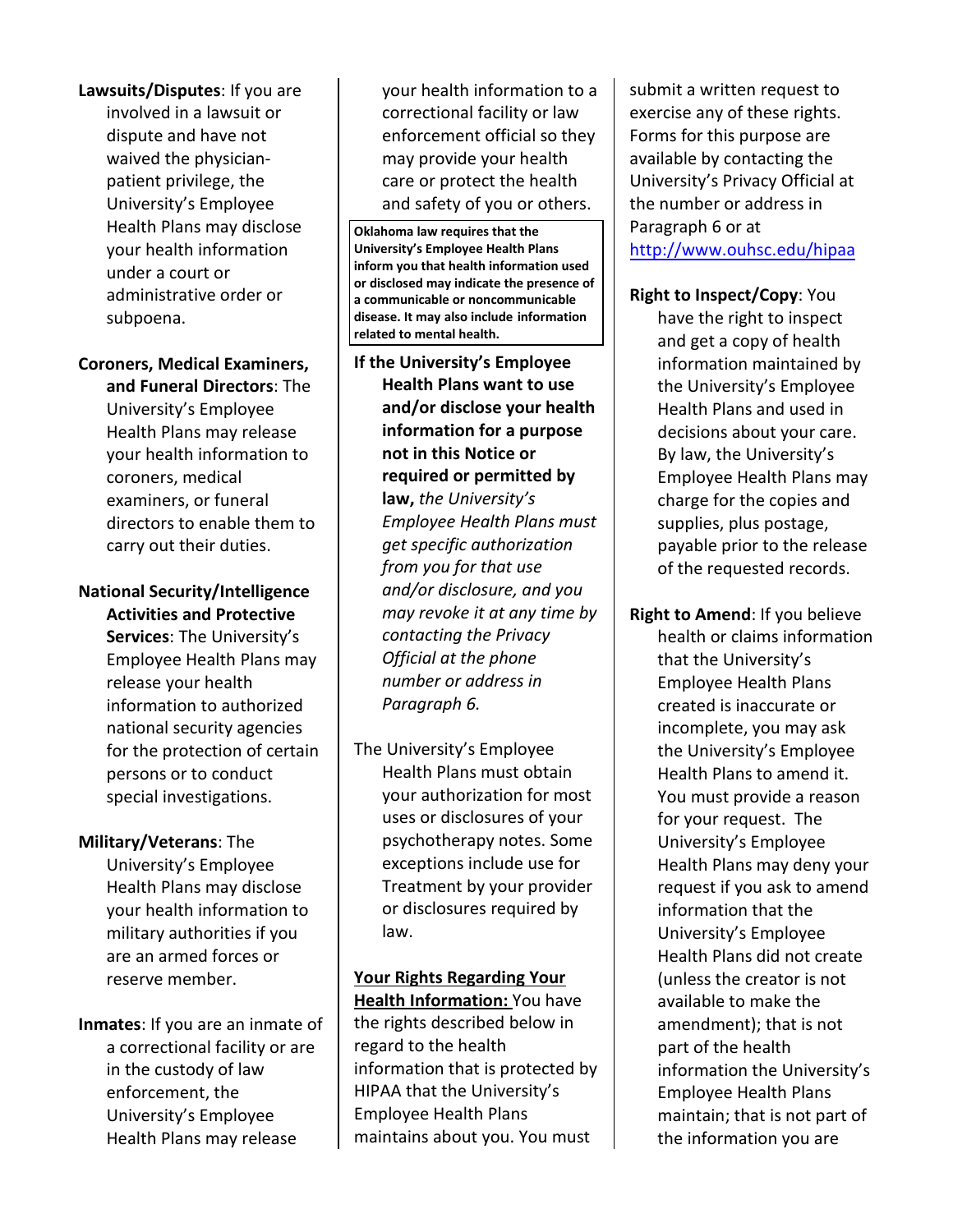**Lawsuits/Disputes**: If you are involved in a lawsuit or dispute and have not waived the physician-patient privilege, the University's Employee Health Plans may disclose your health information under a court or administrative order or subpoena.

**Coroners, Medical Examiners, and Funeral Directors**: The University's Employee Health Plans may release your health information to coroners, medical examiners, or funeral directors to enable them to carry out their duties.

**National Security/Intelligence Activities and Protective Services**: The University's Employee Health Plans may release your health information to authorized national security agencies for the protection of certain persons or to conduct special investigations.

**Military/Veterans**: The University's Employee Health Plans may disclose your health information to military authorities if you are an armed forces or reserve member.

**Inmates**: If you are an inmate of a correctional facility or are in the custody of law enforcement, the University's Employee Health Plans may release your health information to a correctional facility or law enforcement official so they may provide your health care or protect the health and safety of you or others.

**Oklahoma law requires that the University's Employee Health Plans inform you that health information used or disclosed may indicate the presence of a communicable or noncommunicable disease. It may also include information related to mental health.**

**If the University's Employee Health Plans want to use and/or disclose your health information for a purpose not in this Notice or required or permitted by law,** *the University's Employee Health Plans must get specific authorization from you for that use and/or disclosure, and you may revoke it at any time by contacting the Privacy Official at the phone number or address in Paragraph 6.*

The University's Employee Health Plans must obtain your authorization for most uses or disclosures of your psychotherapy notes. Some exceptions include use for Treatment by your provider or disclosures required by law.

**Your Rights Regarding Your Health Information:** You have the rights described below in regard to the health information that is protected by HIPAA that the University's Employee Health Plans maintains about you. You must submit a written request to exercise any of these rights. Forms for this purpose are available by contacting the University's Privacy Official at the number or address in Paragraph 6 or at http://www.ouhsc.edu/hipaa

**Right to Inspect/Copy**: You have the right to inspect and get a copy of health information maintained by the University's Employee Health Plans and used in decisions about your care. By law, the University's Employee Health Plans may charge for the copies and supplies, plus postage, payable prior to the release of the requested records.

**Right to Amend**: If you believe health or claims information that the University's Employee Health Plans created is inaccurate or incomplete, you may ask the University's Employee Health Plans to amend it. You must provide a reason for your request. The University's Employee Health Plans may deny your request if you ask to amend information that the University's Employee Health Plans did not create (unless the creator is not available to make the amendment); that is not part of the health information the University's Employee Health Plans maintain; that is not part of the information you are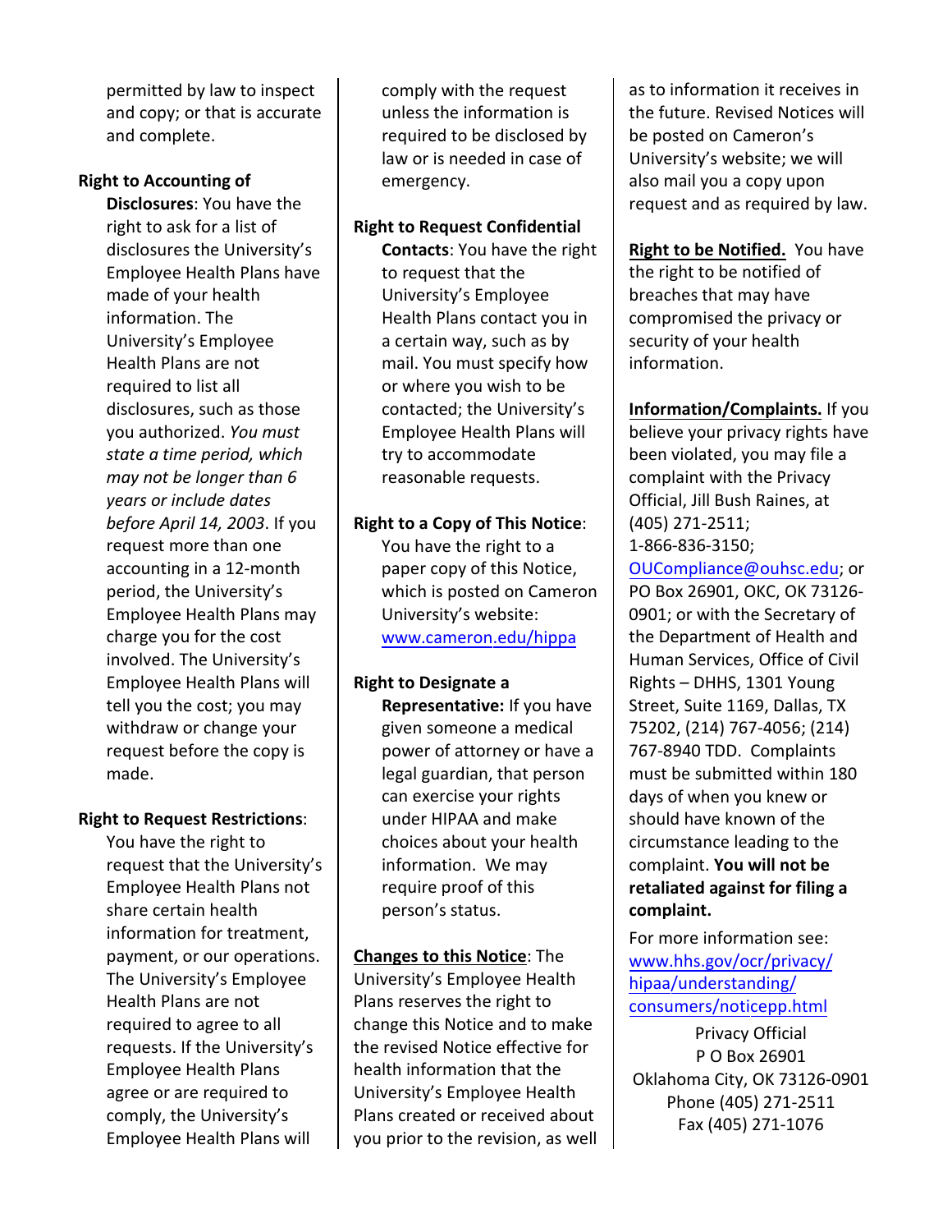permitted by law to inspect and copy; or that is accurate and complete.

**Right to Accounting of Disclosures**: You have the right to ask for a list of disclosures the University's Employee Health Plans have made of your health information. The University's Employee Health Plans are not required to list all disclosures, such as those you authorized. *You must state a time period, which may not be longer than 6 years or include dates before April 14, 2003*. If you request more than one accounting in a 12-month period, the University's Employee Health Plans may charge you for the cost involved. The University's Employee Health Plans will tell you the cost; you may withdraw or change your request before the copy is made.

**Right to Request Restrictions**: You have the right to request that the University's Employee Health Plans not share certain health information for treatment, payment, or our operations. The University's Employee Health Plans are not required to agree to all requests. If the University's Employee Health Plans agree or are required to comply, the University's Employee Health Plans will comply with the request unless the information is required to be disclosed by law or is needed in case of emergency.

**Right to Request Confidential Contacts**: You have the right to request that the University's Employee Health Plans contact you in a certain way, such as by mail. You must specify how or where you wish to be contacted; the University's Employee Health Plans will try to accommodate reasonable requests.

**Right to a Copy of This Notice**: You have the right to a paper copy of this Notice, which is posted on Cameron University's website: www.cameron.edu/hippa

**Right to Designate a Representative:** If you have given someone a medical power of attorney or have a legal guardian, that person can exercise your rights under HIPAA and make choices about your health information. We may require proof of this person's status.

**Changes to this Notice**: The University's Employee Health Plans reserves the right to change this Notice and to make the revised Notice effective for health information that the University's Employee Health Plans created or received about you prior to the revision, as well as to information it receives in the future. Revised Notices will be posted on Cameron's University's website; we will also mail you a copy upon request and as required by law.

**Right to be Notified.** You have the right to be notified of breaches that may have compromised the privacy or security of your health information.

**Information/Complaints.** If you believe your privacy rights have been violated, you may file a complaint with the Privacy Official, Jill Bush Raines, at (405) 271-2511; 1-866-836-3150; OUCompliance@ouhsc.edu; or PO Box 26901, OKC, OK 73126-0901; or with the Secretary of the Department of Health and Human Services, Office of Civil Rights – DHHS, 1301 Young Street, Suite 1169, Dallas, TX 75202, (214) 767-4056; (214) 767-8940 TDD. Complaints must be submitted within 180 days of when you knew or should have known of the circumstance leading to the complaint. **You will not be retaliated against for filing a complaint.**

For more information see: www.hhs.gov/ocr/privacy/hipaa/understanding/consumers/noticepp.html

Privacy Official
P O Box 26901
Oklahoma City, OK 73126-0901
Phone (405) 271-2511
Fax (405) 271-1076